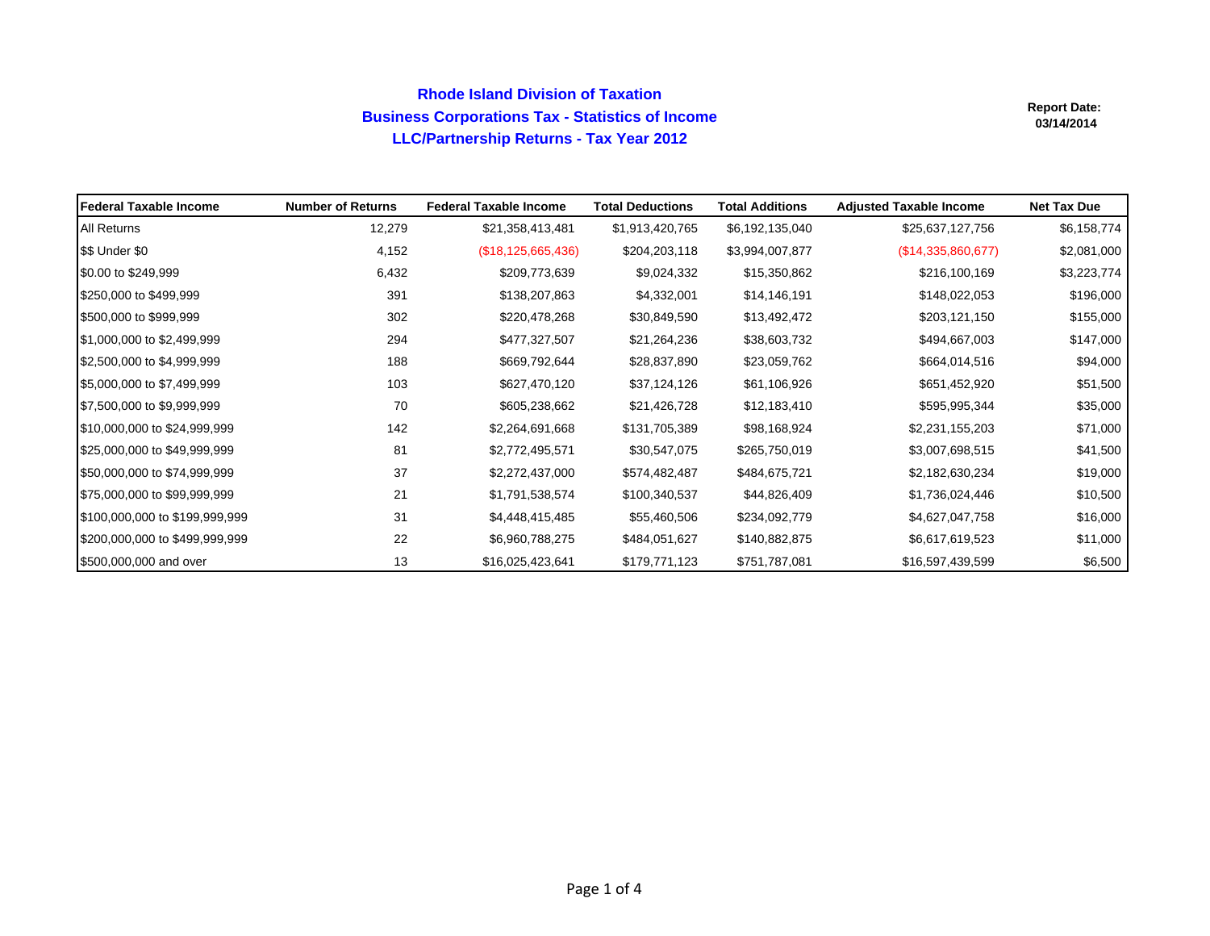# Rhode Island Division of Taxation

## Business Corporations Tax - Statistics of Income

## LLC/Partnership Returns - Tax Year 2012

**Report Date: 03/14/2014**

| Federal Taxable Income | Number of Returns | Federal Taxable Income | Total Deductions | Total Additions | Adjusted Taxable Income | Net Tax Due |
|---|---|---|---|---|---|---|
| All Returns | 12,279 | $21,358,413,481 | $1,913,420,765 | $6,192,135,040 | $25,637,127,756 | $6,158,774 |
| $$ Under $0 | 4,152 | ($18,125,665,436) | $204,203,118 | $3,994,007,877 | ($14,335,860,677) | $2,081,000 |
| $0.00 to $249,999 | 6,432 | $209,773,639 | $9,024,332 | $15,350,862 | $216,100,169 | $3,223,774 |
| $250,000 to $499,999 | 391 | $138,207,863 | $4,332,001 | $14,146,191 | $148,022,053 | $196,000 |
| $500,000 to $999,999 | 302 | $220,478,268 | $30,849,590 | $13,492,472 | $203,121,150 | $155,000 |
| $1,000,000 to $2,499,999 | 294 | $477,327,507 | $21,264,236 | $38,603,732 | $494,667,003 | $147,000 |
| $2,500,000 to $4,999,999 | 188 | $669,792,644 | $28,837,890 | $23,059,762 | $664,014,516 | $94,000 |
| $5,000,000 to $7,499,999 | 103 | $627,470,120 | $37,124,126 | $61,106,926 | $651,452,920 | $51,500 |
| $7,500,000 to $9,999,999 | 70 | $605,238,662 | $21,426,728 | $12,183,410 | $595,995,344 | $35,000 |
| $10,000,000 to $24,999,999 | 142 | $2,264,691,668 | $131,705,389 | $98,168,924 | $2,231,155,203 | $71,000 |
| $25,000,000 to $49,999,999 | 81 | $2,772,495,571 | $30,547,075 | $265,750,019 | $3,007,698,515 | $41,500 |
| $50,000,000 to $74,999,999 | 37 | $2,272,437,000 | $574,482,487 | $484,675,721 | $2,182,630,234 | $19,000 |
| $75,000,000 to $99,999,999 | 21 | $1,791,538,574 | $100,340,537 | $44,826,409 | $1,736,024,446 | $10,500 |
| $100,000,000 to $199,999,999 | 31 | $4,448,415,485 | $55,460,506 | $234,092,779 | $4,627,047,758 | $16,000 |
| $200,000,000 to $499,999,999 | 22 | $6,960,788,275 | $484,051,627 | $140,882,875 | $6,617,619,523 | $11,000 |
| $500,000,000 and over | 13 | $16,025,423,641 | $179,771,123 | $751,787,081 | $16,597,439,599 | $6,500 |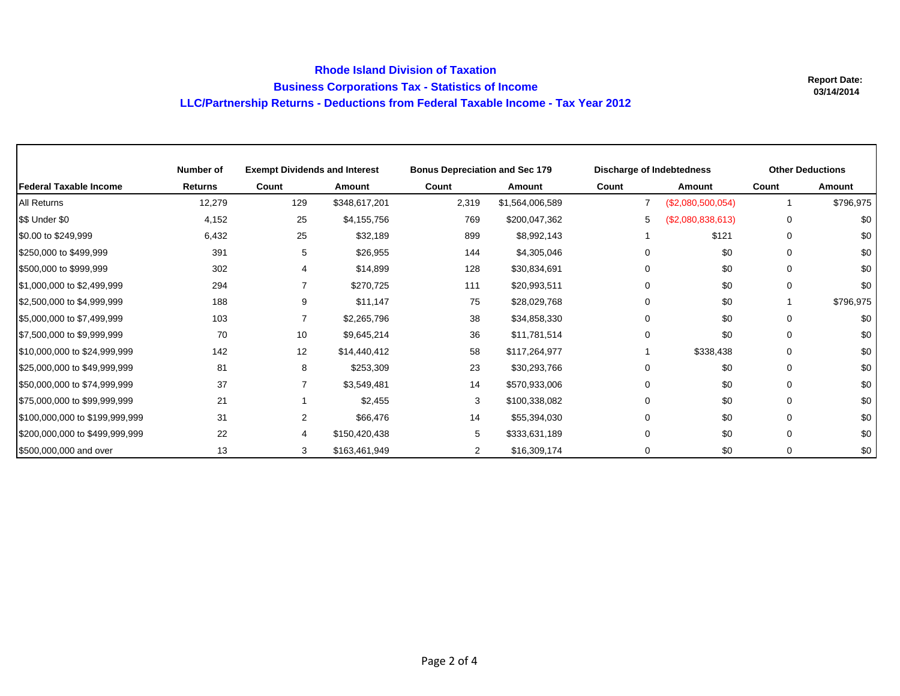# Rhode Island Division of Taxation

## Business Corporations Tax - Statistics of Income

## LLC/Partnership Returns - Deductions from Federal Taxable Income - Tax Year 2012

**Report Date: 03/14/2014**

| | Number of | Exempt Dividends and Interest | | Bonus Depreciation and Sec 179 | | Discharge of Indebtedness | | Other Deductions | |
|---|---|---|---|---|---|---|---|---|---|
| **Federal Taxable Income** | **Returns** | **Count** | **Amount** | **Count** | **Amount** | **Count** | **Amount** | **Count** | **Amount** |
| All Returns | 12,279 | 129 | $348,617,201 | 2,319 | $1,564,006,589 | 7 | ($2,080,500,054) | 1 | $796,975 |
| $$ Under $0 | 4,152 | 25 | $4,155,756 | 769 | $200,047,362 | 5 | ($2,080,838,613) | 0 | $0 |
| $0.00 to $249,999 | 6,432 | 25 | $32,189 | 899 | $8,992,143 | 1 | $121 | 0 | $0 |
| $250,000 to $499,999 | 391 | 5 | $26,955 | 144 | $4,305,046 | 0 | $0 | 0 | $0 |
| $500,000 to $999,999 | 302 | 4 | $14,899 | 128 | $30,834,691 | 0 | $0 | 0 | $0 |
| $1,000,000 to $2,499,999 | 294 | 7 | $270,725 | 111 | $20,993,511 | 0 | $0 | 0 | $0 |
| $2,500,000 to $4,999,999 | 188 | 9 | $11,147 | 75 | $28,029,768 | 0 | $0 | 1 | $796,975 |
| $5,000,000 to $7,499,999 | 103 | 7 | $2,265,796 | 38 | $34,858,330 | 0 | $0 | 0 | $0 |
| $7,500,000 to $9,999,999 | 70 | 10 | $9,645,214 | 36 | $11,781,514 | 0 | $0 | 0 | $0 |
| $10,000,000 to $24,999,999 | 142 | 12 | $14,440,412 | 58 | $117,264,977 | 1 | $338,438 | 0 | $0 |
| $25,000,000 to $49,999,999 | 81 | 8 | $253,309 | 23 | $30,293,766 | 0 | $0 | 0 | $0 |
| $50,000,000 to $74,999,999 | 37 | 7 | $3,549,481 | 14 | $570,933,006 | 0 | $0 | 0 | $0 |
| $75,000,000 to $99,999,999 | 21 | 1 | $2,455 | 3 | $100,338,082 | 0 | $0 | 0 | $0 |
| $100,000,000 to $199,999,999 | 31 | 2 | $66,476 | 14 | $55,394,030 | 0 | $0 | 0 | $0 |
| $200,000,000 to $499,999,999 | 22 | 4 | $150,420,438 | 5 | $333,631,189 | 0 | $0 | 0 | $0 |
| $500,000,000 and over | 13 | 3 | $163,461,949 | 2 | $16,309,174 | 0 | $0 | 0 | $0 |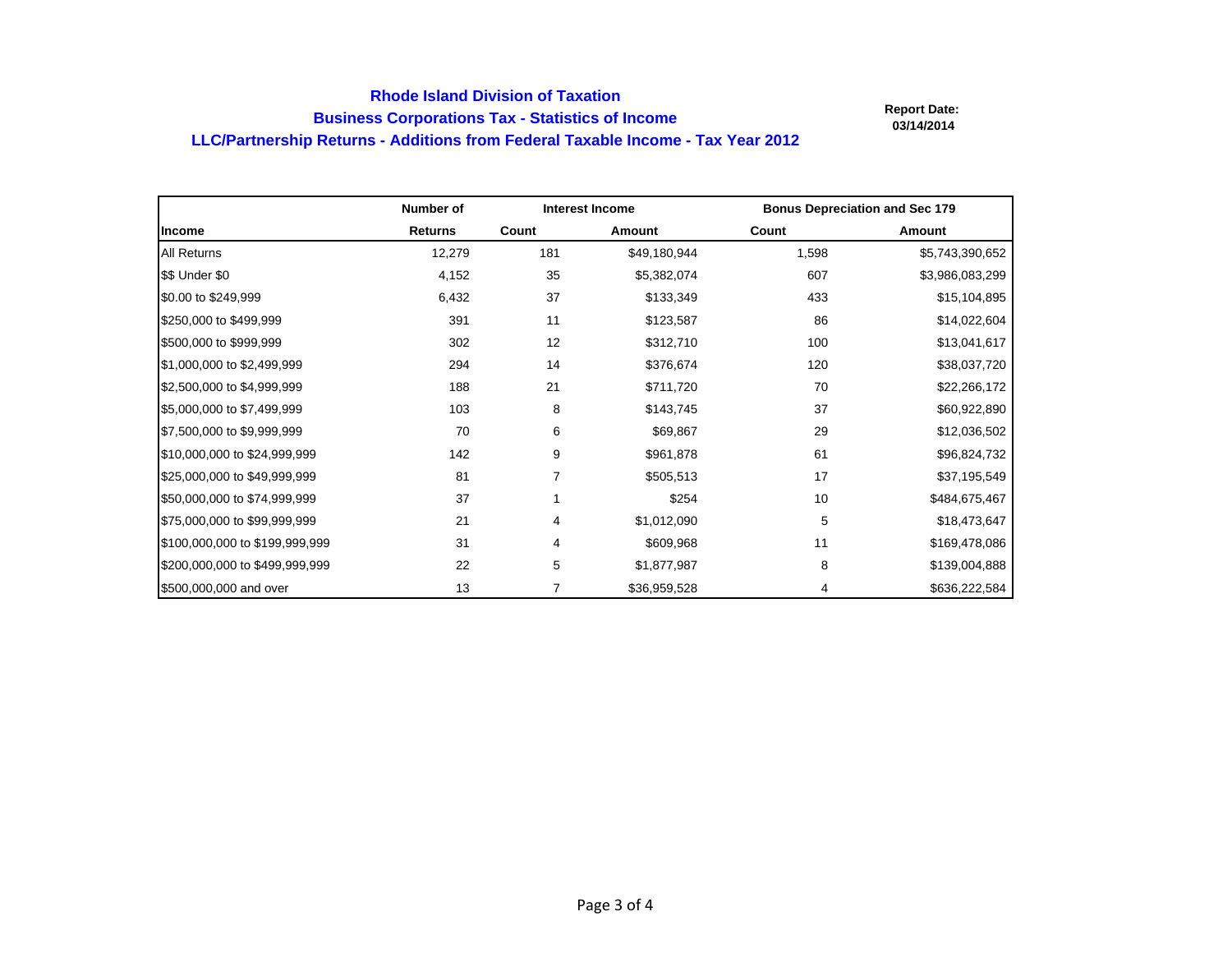# Rhode Island Division of Taxation

## Business Corporations Tax - Statistics of Income

## LLC/Partnership Returns - Additions from Federal Taxable Income - Tax Year 2012

**Report Date:**
**03/14/2014**

| | Number of | Interest Income | | Bonus Depreciation and Sec 179 | |
|---|---|---|---|---|---|
| **Income** | **Returns** | **Count** | **Amount** | **Count** | **Amount** |
| All Returns | 12,279 | 181 | $49,180,944 | 1,598 | $5,743,390,652 |
| $$ Under $0 | 4,152 | 35 | $5,382,074 | 607 | $3,986,083,299 |
| $0.00 to $249,999 | 6,432 | 37 | $133,349 | 433 | $15,104,895 |
| $250,000 to $499,999 | 391 | 11 | $123,587 | 86 | $14,022,604 |
| $500,000 to $999,999 | 302 | 12 | $312,710 | 100 | $13,041,617 |
| $1,000,000 to $2,499,999 | 294 | 14 | $376,674 | 120 | $38,037,720 |
| $2,500,000 to $4,999,999 | 188 | 21 | $711,720 | 70 | $22,266,172 |
| $5,000,000 to $7,499,999 | 103 | 8 | $143,745 | 37 | $60,922,890 |
| $7,500,000 to $9,999,999 | 70 | 6 | $69,867 | 29 | $12,036,502 |
| $10,000,000 to $24,999,999 | 142 | 9 | $961,878 | 61 | $96,824,732 |
| $25,000,000 to $49,999,999 | 81 | 7 | $505,513 | 17 | $37,195,549 |
| $50,000,000 to $74,999,999 | 37 | 1 | $254 | 10 | $484,675,467 |
| $75,000,000 to $99,999,999 | 21 | 4 | $1,012,090 | 5 | $18,473,647 |
| $100,000,000 to $199,999,999 | 31 | 4 | $609,968 | 11 | $169,478,086 |
| $200,000,000 to $499,999,999 | 22 | 5 | $1,877,987 | 8 | $139,004,888 |
| $500,000,000 and over | 13 | 7 | $36,959,528 | 4 | $636,222,584 |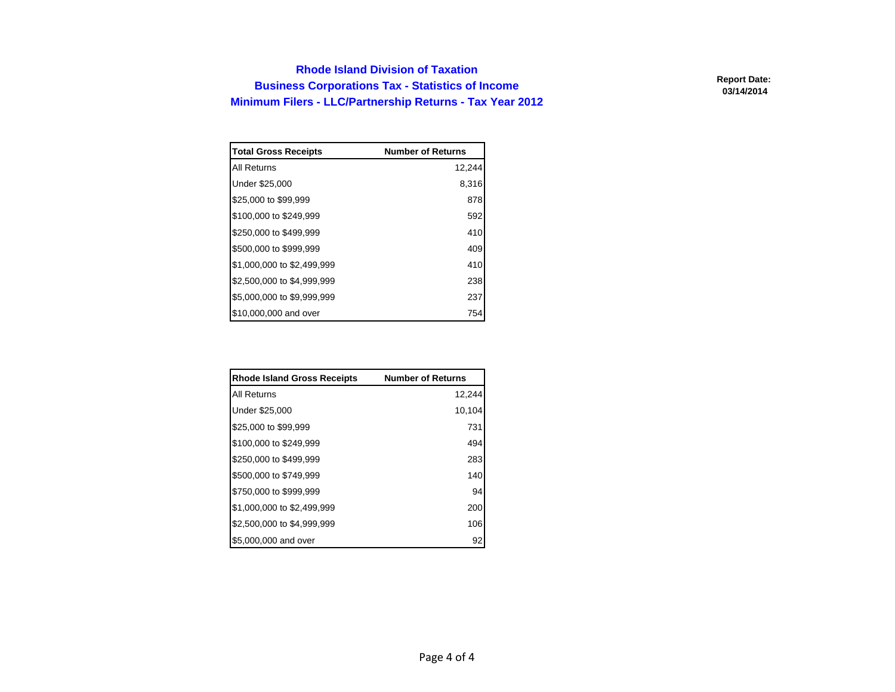# Rhode Island Division of Taxation
## Business Corporations Tax - Statistics of Income
## Minimum Filers - LLC/Partnership Returns - Tax Year 2012

**Report Date:**
**03/14/2014**

| Total Gross Receipts | Number of Returns |
|---|---|
| All Returns | 12,244 |
| Under $25,000 | 8,316 |
| $25,000 to $99,999 | 878 |
| $100,000 to $249,999 | 592 |
| $250,000 to $499,999 | 410 |
| $500,000 to $999,999 | 409 |
| $1,000,000 to $2,499,999 | 410 |
| $2,500,000 to $4,999,999 | 238 |
| $5,000,000 to $9,999,999 | 237 |
| $10,000,000 and over | 754 |

| Rhode Island Gross Receipts | Number of Returns |
|---|---|
| All Returns | 12,244 |
| Under $25,000 | 10,104 |
| $25,000 to $99,999 | 731 |
| $100,000 to $249,999 | 494 |
| $250,000 to $499,999 | 283 |
| $500,000 to $749,999 | 140 |
| $750,000 to $999,999 | 94 |
| $1,000,000 to $2,499,999 | 200 |
| $2,500,000 to $4,999,999 | 106 |
| $5,000,000 and over | 92 |